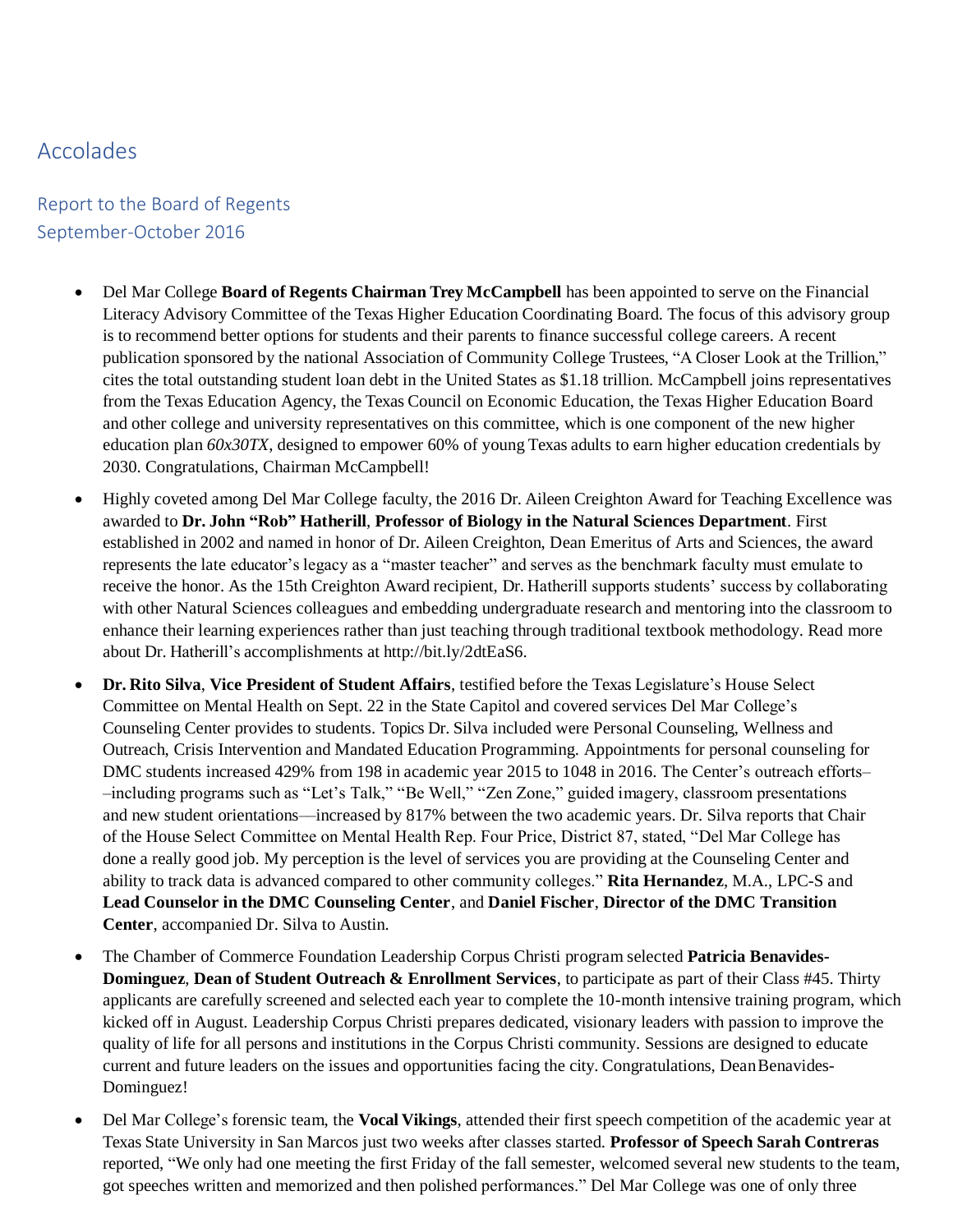# Accolades

## Report to the Board of Regents
## September-October 2016

- Del Mar College **Board of Regents Chairman Trey McCampbell** has been appointed to serve on the Financial Literacy Advisory Committee of the Texas Higher Education Coordinating Board. The focus of this advisory group is to recommend better options for students and their parents to finance successful college careers. A recent publication sponsored by the national Association of Community College Trustees, "A Closer Look at the Trillion," cites the total outstanding student loan debt in the United States as $1.18 trillion. McCampbell joins representatives from the Texas Education Agency, the Texas Council on Economic Education, the Texas Higher Education Board and other college and university representatives on this committee, which is one component of the new higher education plan *60x30TX*, designed to empower 60% of young Texas adults to earn higher education credentials by 2030. Congratulations, Chairman McCampbell!

- Highly coveted among Del Mar College faculty, the 2016 Dr. Aileen Creighton Award for Teaching Excellence was awarded to **Dr. John "Rob" Hatherill**, **Professor of Biology in the Natural Sciences Department**. First established in 2002 and named in honor of Dr. Aileen Creighton, Dean Emeritus of Arts and Sciences, the award represents the late educator's legacy as a "master teacher" and serves as the benchmark faculty must emulate to receive the honor. As the 15th Creighton Award recipient, Dr. Hatherill supports students' success by collaborating with other Natural Sciences colleagues and embedding undergraduate research and mentoring into the classroom to enhance their learning experiences rather than just teaching through traditional textbook methodology. Read more about Dr. Hatherill's accomplishments at http://bit.ly/2dtEaS6.

- **Dr. Rito Silva**, **Vice President of Student Affairs**, testified before the Texas Legislature's House Select Committee on Mental Health on Sept. 22 in the State Capitol and covered services Del Mar College's Counseling Center provides to students. Topics Dr. Silva included were Personal Counseling, Wellness and Outreach, Crisis Intervention and Mandated Education Programming. Appointments for personal counseling for DMC students increased 429% from 198 in academic year 2015 to 1048 in 2016. The Center's outreach efforts––including programs such as "Let's Talk," "Be Well," "Zen Zone," guided imagery, classroom presentations and new student orientations—increased by 817% between the two academic years. Dr. Silva reports that Chair of the House Select Committee on Mental Health Rep. Four Price, District 87, stated, "Del Mar College has done a really good job. My perception is the level of services you are providing at the Counseling Center and ability to track data is advanced compared to other community colleges." **Rita Hernandez**, M.A., LPC-S and **Lead Counselor in the DMC Counseling Center**, and **Daniel Fischer**, **Director of the DMC Transition Center**, accompanied Dr. Silva to Austin.

- The Chamber of Commerce Foundation Leadership Corpus Christi program selected **Patricia Benavides-Dominguez**, **Dean of Student Outreach & Enrollment Services**, to participate as part of their Class #45. Thirty applicants are carefully screened and selected each year to complete the 10-month intensive training program, which kicked off in August. Leadership Corpus Christi prepares dedicated, visionary leaders with passion to improve the quality of life for all persons and institutions in the Corpus Christi community. Sessions are designed to educate current and future leaders on the issues and opportunities facing the city. Congratulations, Dean Benavides-Dominguez!

- Del Mar College's forensic team, the **Vocal Vikings**, attended their first speech competition of the academic year at Texas State University in San Marcos just two weeks after classes started. **Professor of Speech Sarah Contreras** reported, "We only had one meeting the first Friday of the fall semester, welcomed several new students to the team, got speeches written and memorized and then polished performances." Del Mar College was one of only three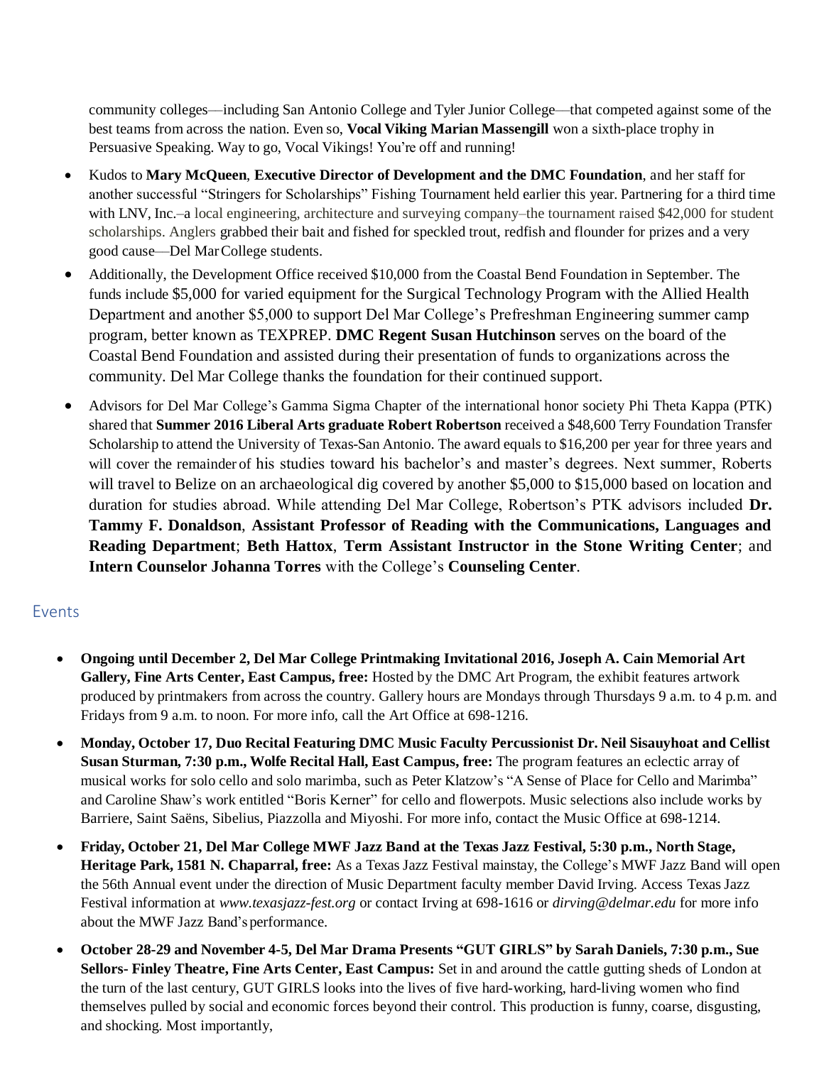community colleges—including San Antonio College and Tyler Junior College—that competed against some of the best teams from across the nation. Even so, **Vocal Viking Marian Massengill** won a sixth-place trophy in Persuasive Speaking. Way to go, Vocal Vikings! You're off and running!

- Kudos to **Mary McQueen**, **Executive Director of Development and the DMC Foundation**, and her staff for another successful "Stringers for Scholarships" Fishing Tournament held earlier this year. Partnering for a third time with LNV, Inc.–a local engineering, architecture and surveying company–the tournament raised $42,000 for student scholarships. Anglers grabbed their bait and fished for speckled trout, redfish and flounder for prizes and a very good cause—Del Mar College students.
- Additionally, the Development Office received $10,000 from the Coastal Bend Foundation in September. The funds include $5,000 for varied equipment for the Surgical Technology Program with the Allied Health Department and another $5,000 to support Del Mar College's Prefreshman Engineering summer camp program, better known as TEXPREP. **DMC Regent Susan Hutchinson** serves on the board of the Coastal Bend Foundation and assisted during their presentation of funds to organizations across the community. Del Mar College thanks the foundation for their continued support.
- Advisors for Del Mar College's Gamma Sigma Chapter of the international honor society Phi Theta Kappa (PTK) shared that **Summer 2016 Liberal Arts graduate Robert Robertson** received a $48,600 Terry Foundation Transfer Scholarship to attend the University of Texas-San Antonio. The award equals to $16,200 per year for three years and will cover the remainder of his studies toward his bachelor's and master's degrees. Next summer, Roberts will travel to Belize on an archaeological dig covered by another $5,000 to $15,000 based on location and duration for studies abroad. While attending Del Mar College, Robertson's PTK advisors included **Dr. Tammy F. Donaldson**, **Assistant Professor of Reading with the Communications, Languages and Reading Department**; **Beth Hattox**, **Term Assistant Instructor in the Stone Writing Center**; and **Intern Counselor Johanna Torres** with the College's **Counseling Center**.

## Events

- **Ongoing until December 2, Del Mar College Printmaking Invitational 2016, Joseph A. Cain Memorial Art Gallery, Fine Arts Center, East Campus, free:** Hosted by the DMC Art Program, the exhibit features artwork produced by printmakers from across the country. Gallery hours are Mondays through Thursdays 9 a.m. to 4 p.m. and Fridays from 9 a.m. to noon. For more info, call the Art Office at 698-1216.
- **Monday, October 17, Duo Recital Featuring DMC Music Faculty Percussionist Dr. Neil Sisauyhoat and Cellist Susan Sturman, 7:30 p.m., Wolfe Recital Hall, East Campus, free:** The program features an eclectic array of musical works for solo cello and solo marimba, such as Peter Klatzow's "A Sense of Place for Cello and Marimba" and Caroline Shaw's work entitled "Boris Kerner" for cello and flowerpots. Music selections also include works by Barriere, Saint Saëns, Sibelius, Piazzolla and Miyoshi. For more info, contact the Music Office at 698-1214.
- **Friday, October 21, Del Mar College MWF Jazz Band at the Texas Jazz Festival, 5:30 p.m., North Stage, Heritage Park, 1581 N. Chaparral, free:** As a Texas Jazz Festival mainstay, the College's MWF Jazz Band will open the 56th Annual event under the direction of Music Department faculty member David Irving. Access Texas Jazz Festival information at *www.texasjazz-fest.org* or contact Irving at 698-1616 or *dirving@delmar.edu* for more info about the MWF Jazz Band's performance.
- **October 28-29 and November 4-5, Del Mar Drama Presents "GUT GIRLS" by Sarah Daniels, 7:30 p.m., Sue Sellors- Finley Theatre, Fine Arts Center, East Campus:** Set in and around the cattle gutting sheds of London at the turn of the last century, GUT GIRLS looks into the lives of five hard-working, hard-living women who find themselves pulled by social and economic forces beyond their control. This production is funny, coarse, disgusting, and shocking. Most importantly,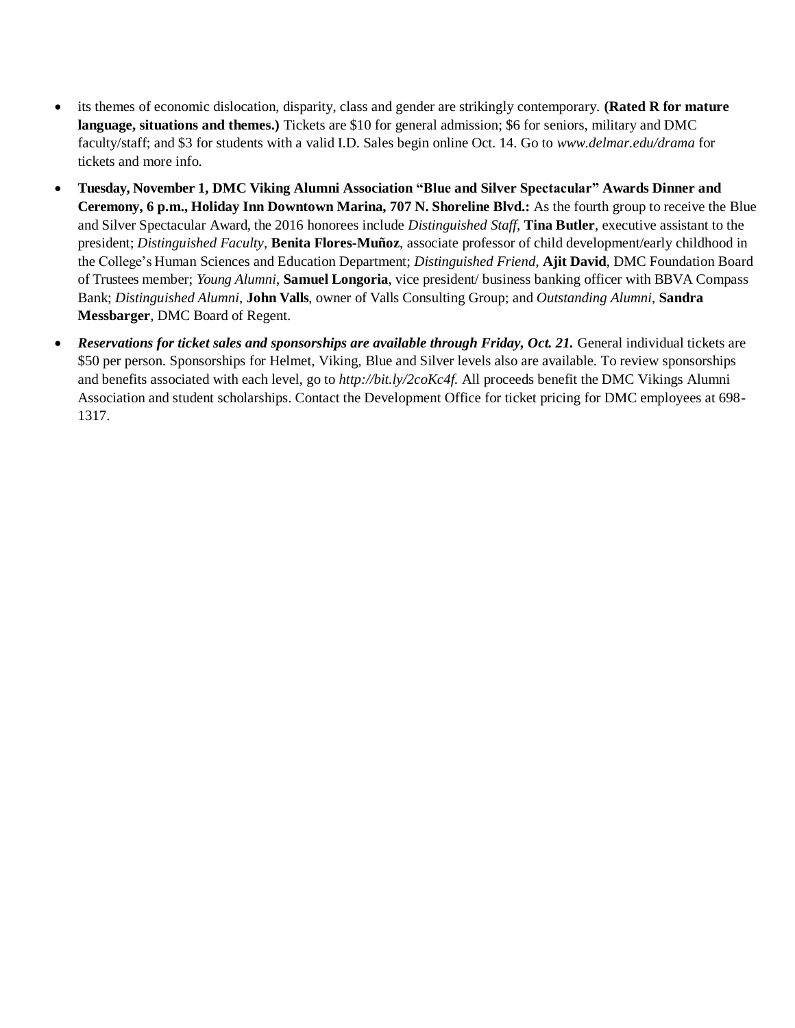- its themes of economic dislocation, disparity, class and gender are strikingly contemporary. **(Rated R for mature language, situations and themes.)** Tickets are $10 for general admission; $6 for seniors, military and DMC faculty/staff; and $3 for students with a valid I.D. Sales begin online Oct. 14. Go to *www.delmar.edu/drama* for tickets and more info.

- **Tuesday, November 1, DMC Viking Alumni Association "Blue and Silver Spectacular" Awards Dinner and Ceremony, 6 p.m., Holiday Inn Downtown Marina, 707 N. Shoreline Blvd.:** As the fourth group to receive the Blue and Silver Spectacular Award, the 2016 honorees include *Distinguished Staff*, **Tina Butler**, executive assistant to the president; *Distinguished Faculty*, **Benita Flores-Muñoz**, associate professor of child development/early childhood in the College's Human Sciences and Education Department; *Distinguished Friend*, **Ajit David**, DMC Foundation Board of Trustees member; *Young Alumni*, **Samuel Longoria**, vice president/ business banking officer with BBVA Compass Bank; *Distinguished Alumni*, **John Valls**, owner of Valls Consulting Group; and *Outstanding Alumni*, **Sandra Messbarger**, DMC Board of Regent.

- ***Reservations for ticket sales and sponsorships are available through Friday, Oct. 21.*** General individual tickets are $50 per person. Sponsorships for Helmet, Viking, Blue and Silver levels also are available. To review sponsorships and benefits associated with each level, go to *http://bit.ly/2coKc4f*. All proceeds benefit the DMC Vikings Alumni Association and student scholarships. Contact the Development Office for ticket pricing for DMC employees at 698-1317.